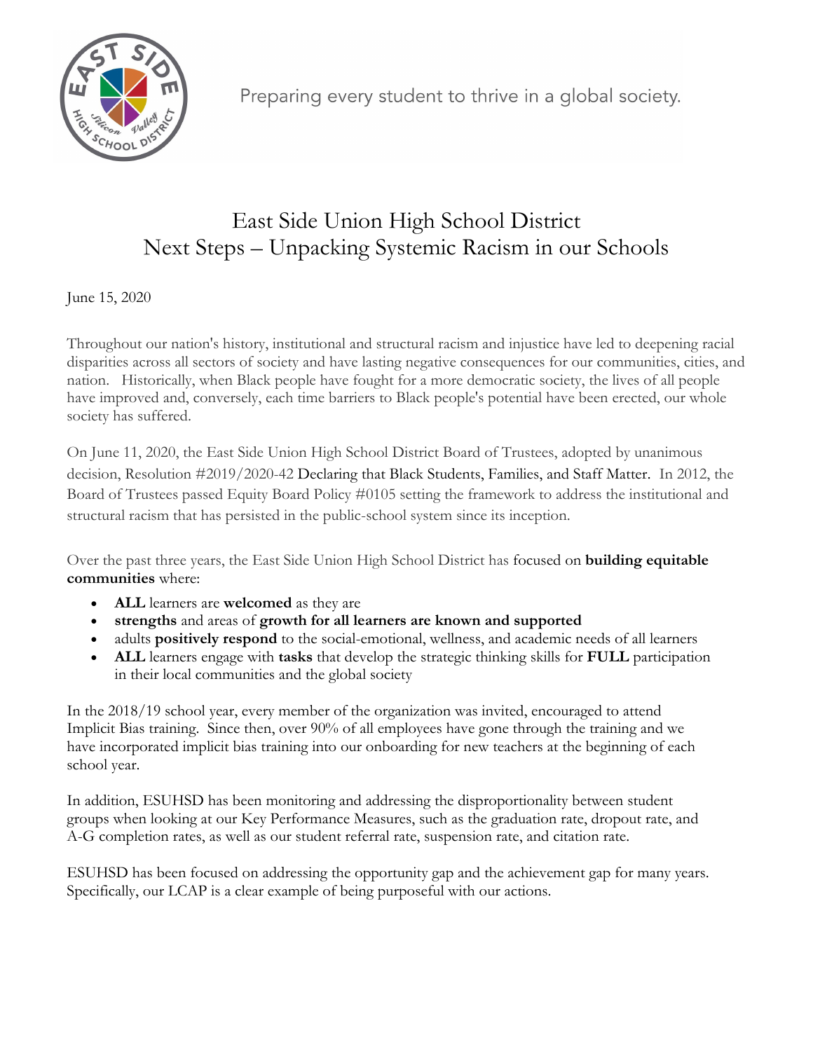Preparing every student to thrive in a global society.

# East Side Union High School District
## Next Steps – Unpacking Systemic Racism in our Schools

June 15, 2020

Throughout our nation's history, institutional and structural racism and injustice have led to deepening racial disparities across all sectors of society and have lasting negative consequences for our communities, cities, and nation. Historically, when Black people have fought for a more democratic society, the lives of all people have improved and, conversely, each time barriers to Black people's potential have been erected, our whole society has suffered.

On June 11, 2020, the East Side Union High School District Board of Trustees, adopted by unanimous decision, Resolution #2019/2020-42 Declaring that Black Students, Families, and Staff Matter. In 2012, the Board of Trustees passed Equity Board Policy #0105 setting the framework to address the institutional and structural racism that has persisted in the public-school system since its inception.

Over the past three years, the East Side Union High School District has focused on **building equitable communities** where:

- **ALL** learners are **welcomed** as they are
- **strengths** and areas of **growth for all learners are known and supported**
- adults **positively respond** to the social-emotional, wellness, and academic needs of all learners
- **ALL** learners engage with **tasks** that develop the strategic thinking skills for **FULL** participation in their local communities and the global society

In the 2018/19 school year, every member of the organization was invited, encouraged to attend Implicit Bias training. Since then, over 90% of all employees have gone through the training and we have incorporated implicit bias training into our onboarding for new teachers at the beginning of each school year.

In addition, ESUHSD has been monitoring and addressing the disproportionality between student groups when looking at our Key Performance Measures, such as the graduation rate, dropout rate, and A-G completion rates, as well as our student referral rate, suspension rate, and citation rate.

ESUHSD has been focused on addressing the opportunity gap and the achievement gap for many years. Specifically, our LCAP is a clear example of being purposeful with our actions.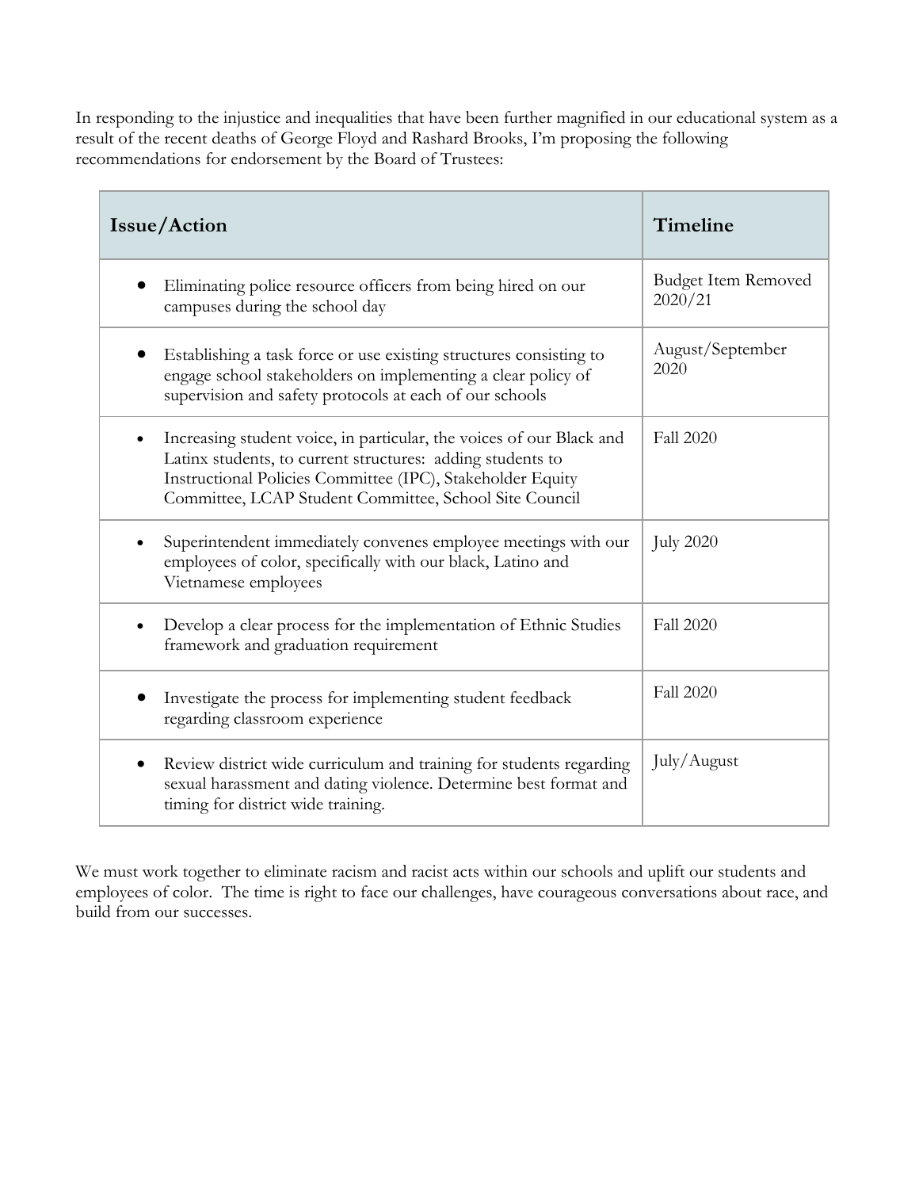In responding to the injustice and inequalities that have been further magnified in our educational system as a result of the recent deaths of George Floyd and Rashard Brooks, I'm proposing the following recommendations for endorsement by the Board of Trustees:

| Issue/Action | Timeline |
|---|---|
| • Eliminating police resource officers from being hired on our campuses during the school day | Budget Item Removed 2020/21 |
| • Establishing a task force or use existing structures consisting to engage school stakeholders on implementing a clear policy of supervision and safety protocols at each of our schools | August/September 2020 |
| • Increasing student voice, in particular, the voices of our Black and Latinx students, to current structures: adding students to Instructional Policies Committee (IPC), Stakeholder Equity Committee, LCAP Student Committee, School Site Council | Fall 2020 |
| • Superintendent immediately convenes employee meetings with our employees of color, specifically with our black, Latino and Vietnamese employees | July 2020 |
| • Develop a clear process for the implementation of Ethnic Studies framework and graduation requirement | Fall 2020 |
| • Investigate the process for implementing student feedback regarding classroom experience | Fall 2020 |
| • Review district wide curriculum and training for students regarding sexual harassment and dating violence. Determine best format and timing for district wide training. | July/August |

We must work together to eliminate racism and racist acts within our schools and uplift our students and employees of color. The time is right to face our challenges, have courageous conversations about race, and build from our successes.